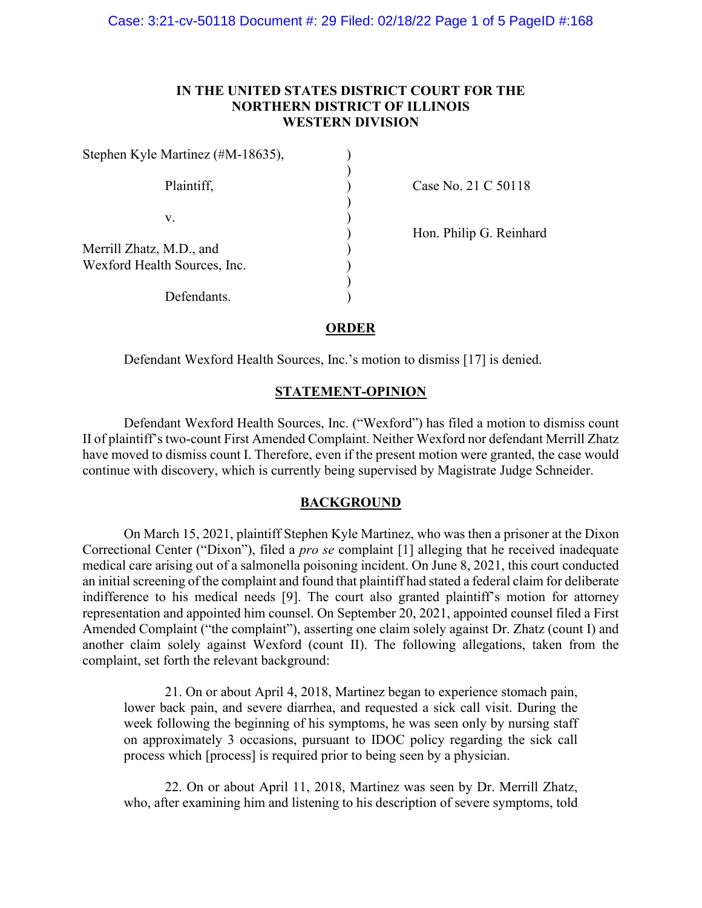**IN THE UNITED STATES DISTRICT COURT FOR THE NORTHERN DISTRICT OF ILLINOIS WESTERN DIVISION**

| | | |
|---|---|---|
| Stephen Kyle Martinez (#M-18635), | ) | |
| | ) | |
| Plaintiff, | ) | Case No. 21 C 50118 |
| | ) | |
| v. | ) | |
| | ) | Hon. Philip G. Reinhard |
| Merrill Zhatz, M.D., and | ) | |
| Wexford Health Sources, Inc. | ) | |
| | ) | |
| Defendants. | ) | |

## ORDER

Defendant Wexford Health Sources, Inc.'s motion to dismiss [17] is denied.

## STATEMENT-OPINION

Defendant Wexford Health Sources, Inc. ("Wexford") has filed a motion to dismiss count II of plaintiff's two-count First Amended Complaint. Neither Wexford nor defendant Merrill Zhatz have moved to dismiss count I. Therefore, even if the present motion were granted, the case would continue with discovery, which is currently being supervised by Magistrate Judge Schneider.

## BACKGROUND

On March 15, 2021, plaintiff Stephen Kyle Martinez, who was then a prisoner at the Dixon Correctional Center ("Dixon"), filed a *pro se* complaint [1] alleging that he received inadequate medical care arising out of a salmonella poisoning incident. On June 8, 2021, this court conducted an initial screening of the complaint and found that plaintiff had stated a federal claim for deliberate indifference to his medical needs [9]. The court also granted plaintiff's motion for attorney representation and appointed him counsel. On September 20, 2021, appointed counsel filed a First Amended Complaint ("the complaint"), asserting one claim solely against Dr. Zhatz (count I) and another claim solely against Wexford (count II). The following allegations, taken from the complaint, set forth the relevant background:

> 21. On or about April 4, 2018, Martinez began to experience stomach pain, lower back pain, and severe diarrhea, and requested a sick call visit. During the week following the beginning of his symptoms, he was seen only by nursing staff on approximately 3 occasions, pursuant to IDOC policy regarding the sick call process which [process] is required prior to being seen by a physician.
>
> 22. On or about April 11, 2018, Martinez was seen by Dr. Merrill Zhatz, who, after examining him and listening to his description of severe symptoms, told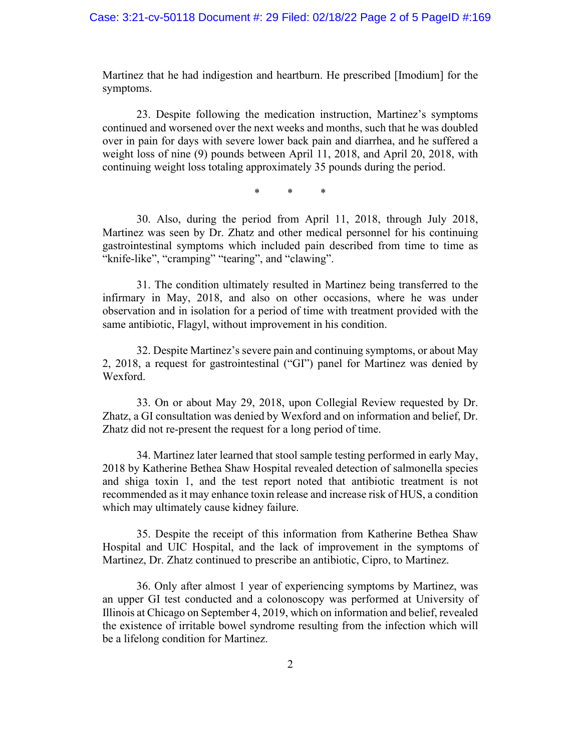Martinez that he had indigestion and heartburn. He prescribed [Imodium] for the symptoms.

23. Despite following the medication instruction, Martinez's symptoms continued and worsened over the next weeks and months, such that he was doubled over in pain for days with severe lower back pain and diarrhea, and he suffered a weight loss of nine (9) pounds between April 11, 2018, and April 20, 2018, with continuing weight loss totaling approximately 35 pounds during the period.

\* \* \*

30. Also, during the period from April 11, 2018, through July 2018, Martinez was seen by Dr. Zhatz and other medical personnel for his continuing gastrointestinal symptoms which included pain described from time to time as "knife-like", "cramping" "tearing", and "clawing".

31. The condition ultimately resulted in Martinez being transferred to the infirmary in May, 2018, and also on other occasions, where he was under observation and in isolation for a period of time with treatment provided with the same antibiotic, Flagyl, without improvement in his condition.

32. Despite Martinez's severe pain and continuing symptoms, or about May 2, 2018, a request for gastrointestinal ("GI") panel for Martinez was denied by Wexford.

33. On or about May 29, 2018, upon Collegial Review requested by Dr. Zhatz, a GI consultation was denied by Wexford and on information and belief, Dr. Zhatz did not re-present the request for a long period of time.

34. Martinez later learned that stool sample testing performed in early May, 2018 by Katherine Bethea Shaw Hospital revealed detection of salmonella species and shiga toxin 1, and the test report noted that antibiotic treatment is not recommended as it may enhance toxin release and increase risk of HUS, a condition which may ultimately cause kidney failure.

35. Despite the receipt of this information from Katherine Bethea Shaw Hospital and UIC Hospital, and the lack of improvement in the symptoms of Martinez, Dr. Zhatz continued to prescribe an antibiotic, Cipro, to Martinez.

36. Only after almost 1 year of experiencing symptoms by Martinez, was an upper GI test conducted and a colonoscopy was performed at University of Illinois at Chicago on September 4, 2019, which on information and belief, revealed the existence of irritable bowel syndrome resulting from the infection which will be a lifelong condition for Martinez.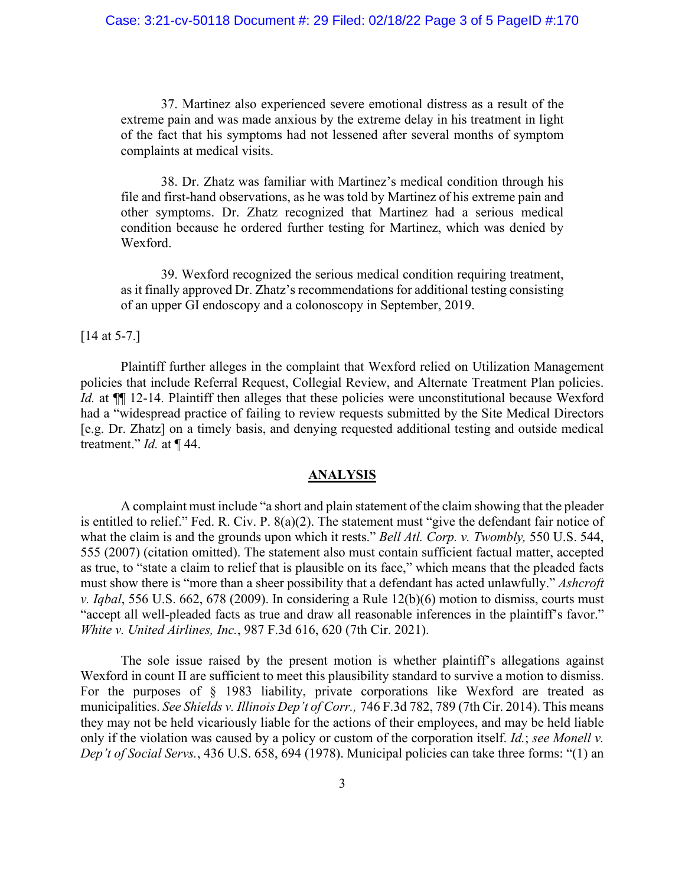37. Martinez also experienced severe emotional distress as a result of the extreme pain and was made anxious by the extreme delay in his treatment in light of the fact that his symptoms had not lessened after several months of symptom complaints at medical visits.

38. Dr. Zhatz was familiar with Martinez's medical condition through his file and first-hand observations, as he was told by Martinez of his extreme pain and other symptoms. Dr. Zhatz recognized that Martinez had a serious medical condition because he ordered further testing for Martinez, which was denied by Wexford.

39. Wexford recognized the serious medical condition requiring treatment, as it finally approved Dr. Zhatz's recommendations for additional testing consisting of an upper GI endoscopy and a colonoscopy in September, 2019.

[14 at 5-7.]

Plaintiff further alleges in the complaint that Wexford relied on Utilization Management policies that include Referral Request, Collegial Review, and Alternate Treatment Plan policies. *Id.* at ¶¶ 12-14. Plaintiff then alleges that these policies were unconstitutional because Wexford had a "widespread practice of failing to review requests submitted by the Site Medical Directors [e.g. Dr. Zhatz] on a timely basis, and denying requested additional testing and outside medical treatment." *Id.* at ¶ 44.

## ANALYSIS

A complaint must include "a short and plain statement of the claim showing that the pleader is entitled to relief." Fed. R. Civ. P. 8(a)(2). The statement must "give the defendant fair notice of what the claim is and the grounds upon which it rests." *Bell Atl. Corp. v. Twombly,* 550 U.S. 544, 555 (2007) (citation omitted). The statement also must contain sufficient factual matter, accepted as true, to "state a claim to relief that is plausible on its face," which means that the pleaded facts must show there is "more than a sheer possibility that a defendant has acted unlawfully." *Ashcroft v. Iqbal*, 556 U.S. 662, 678 (2009). In considering a Rule 12(b)(6) motion to dismiss, courts must "accept all well-pleaded facts as true and draw all reasonable inferences in the plaintiff's favor." *White v. United Airlines, Inc.*, 987 F.3d 616, 620 (7th Cir. 2021).

The sole issue raised by the present motion is whether plaintiff's allegations against Wexford in count II are sufficient to meet this plausibility standard to survive a motion to dismiss. For the purposes of § 1983 liability, private corporations like Wexford are treated as municipalities. *See Shields v. Illinois Dep't of Corr.,* 746 F.3d 782, 789 (7th Cir. 2014). This means they may not be held vicariously liable for the actions of their employees, and may be held liable only if the violation was caused by a policy or custom of the corporation itself. *Id.*; *see Monell v. Dep't of Social Servs.*, 436 U.S. 658, 694 (1978). Municipal policies can take three forms: "(1) an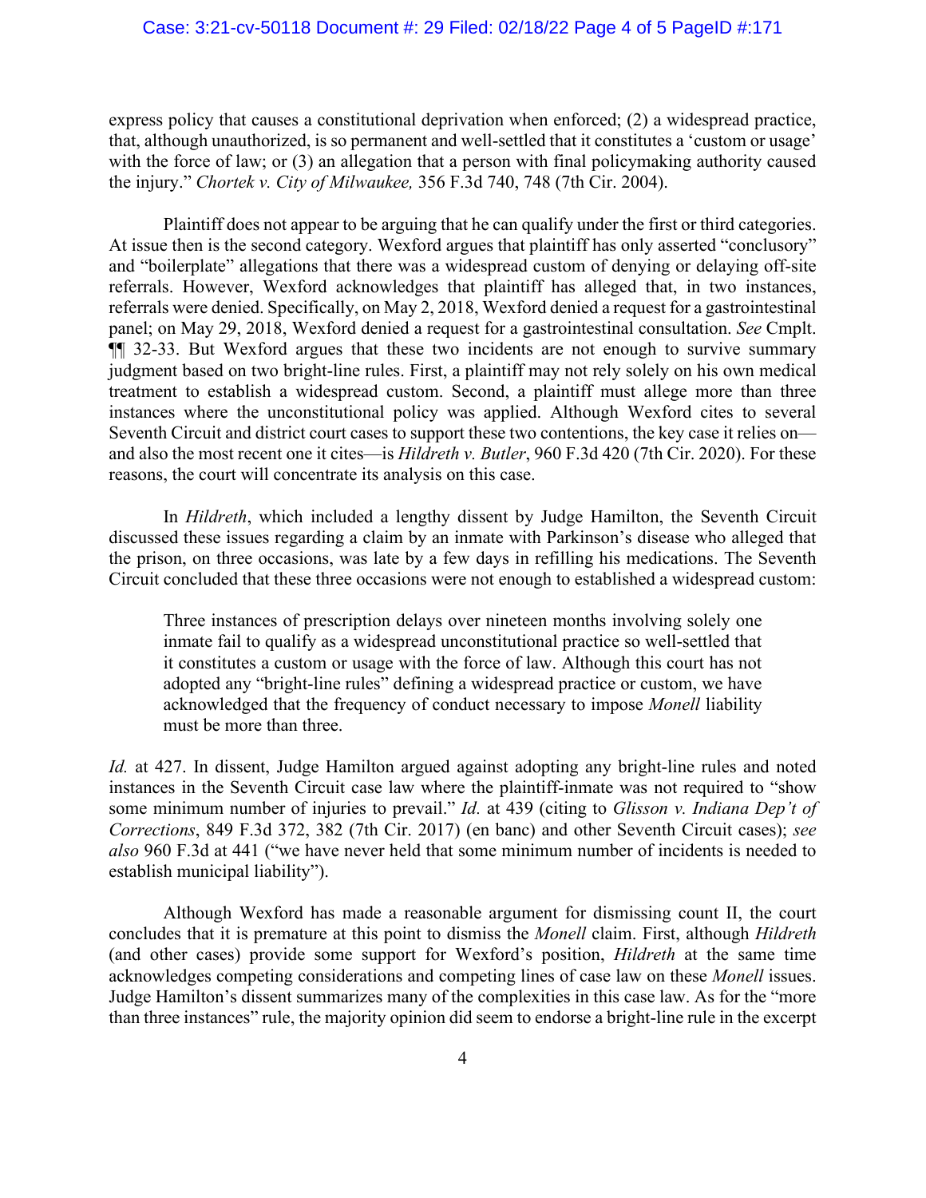express policy that causes a constitutional deprivation when enforced; (2) a widespread practice, that, although unauthorized, is so permanent and well-settled that it constitutes a 'custom or usage' with the force of law; or (3) an allegation that a person with final policymaking authority caused the injury." *Chortek v. City of Milwaukee,* 356 F.3d 740, 748 (7th Cir. 2004).

Plaintiff does not appear to be arguing that he can qualify under the first or third categories. At issue then is the second category. Wexford argues that plaintiff has only asserted "conclusory" and "boilerplate" allegations that there was a widespread custom of denying or delaying off-site referrals. However, Wexford acknowledges that plaintiff has alleged that, in two instances, referrals were denied. Specifically, on May 2, 2018, Wexford denied a request for a gastrointestinal panel; on May 29, 2018, Wexford denied a request for a gastrointestinal consultation. *See* Cmplt. ¶¶ 32-33. But Wexford argues that these two incidents are not enough to survive summary judgment based on two bright-line rules. First, a plaintiff may not rely solely on his own medical treatment to establish a widespread custom. Second, a plaintiff must allege more than three instances where the unconstitutional policy was applied. Although Wexford cites to several Seventh Circuit and district court cases to support these two contentions, the key case it relies on—and also the most recent one it cites—is *Hildreth v. Butler*, 960 F.3d 420 (7th Cir. 2020). For these reasons, the court will concentrate its analysis on this case.

In *Hildreth*, which included a lengthy dissent by Judge Hamilton, the Seventh Circuit discussed these issues regarding a claim by an inmate with Parkinson's disease who alleged that the prison, on three occasions, was late by a few days in refilling his medications. The Seventh Circuit concluded that these three occasions were not enough to established a widespread custom:

> Three instances of prescription delays over nineteen months involving solely one inmate fail to qualify as a widespread unconstitutional practice so well-settled that it constitutes a custom or usage with the force of law. Although this court has not adopted any "bright-line rules" defining a widespread practice or custom, we have acknowledged that the frequency of conduct necessary to impose *Monell* liability must be more than three.

*Id.* at 427. In dissent, Judge Hamilton argued against adopting any bright-line rules and noted instances in the Seventh Circuit case law where the plaintiff-inmate was not required to "show some minimum number of injuries to prevail." *Id.* at 439 (citing to *Glisson v. Indiana Dep't of Corrections*, 849 F.3d 372, 382 (7th Cir. 2017) (en banc) and other Seventh Circuit cases); *see also* 960 F.3d at 441 ("we have never held that some minimum number of incidents is needed to establish municipal liability").

Although Wexford has made a reasonable argument for dismissing count II, the court concludes that it is premature at this point to dismiss the *Monell* claim. First, although *Hildreth* (and other cases) provide some support for Wexford's position, *Hildreth* at the same time acknowledges competing considerations and competing lines of case law on these *Monell* issues. Judge Hamilton's dissent summarizes many of the complexities in this case law. As for the "more than three instances" rule, the majority opinion did seem to endorse a bright-line rule in the excerpt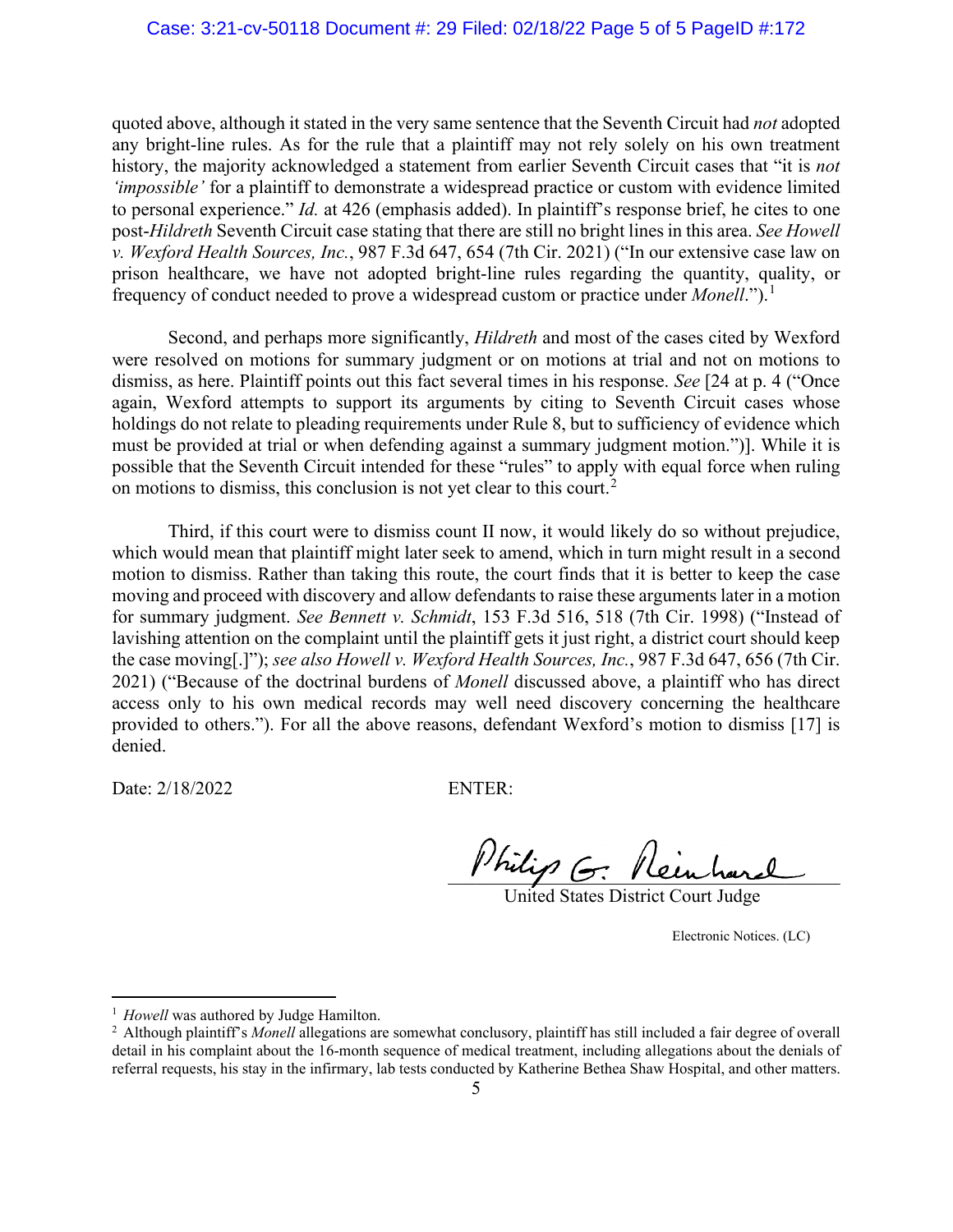quoted above, although it stated in the very same sentence that the Seventh Circuit had *not* adopted any bright-line rules. As for the rule that a plaintiff may not rely solely on his own treatment history, the majority acknowledged a statement from earlier Seventh Circuit cases that "it is *not 'impossible'* for a plaintiff to demonstrate a widespread practice or custom with evidence limited to personal experience." *Id.* at 426 (emphasis added). In plaintiff's response brief, he cites to one post-*Hildreth* Seventh Circuit case stating that there are still no bright lines in this area. *See Howell v. Wexford Health Sources, Inc.*, 987 F.3d 647, 654 (7th Cir. 2021) ("In our extensive case law on prison healthcare, we have not adopted bright-line rules regarding the quantity, quality, or frequency of conduct needed to prove a widespread custom or practice under *Monell*.").[1]

Second, and perhaps more significantly, *Hildreth* and most of the cases cited by Wexford were resolved on motions for summary judgment or on motions at trial and not on motions to dismiss, as here. Plaintiff points out this fact several times in his response. *See* [24 at p. 4 ("Once again, Wexford attempts to support its arguments by citing to Seventh Circuit cases whose holdings do not relate to pleading requirements under Rule 8, but to sufficiency of evidence which must be provided at trial or when defending against a summary judgment motion.")]. While it is possible that the Seventh Circuit intended for these "rules" to apply with equal force when ruling on motions to dismiss, this conclusion is not yet clear to this court.[2]

Third, if this court were to dismiss count II now, it would likely do so without prejudice, which would mean that plaintiff might later seek to amend, which in turn might result in a second motion to dismiss. Rather than taking this route, the court finds that it is better to keep the case moving and proceed with discovery and allow defendants to raise these arguments later in a motion for summary judgment. *See Bennett v. Schmidt*, 153 F.3d 516, 518 (7th Cir. 1998) ("Instead of lavishing attention on the complaint until the plaintiff gets it just right, a district court should keep the case moving[.]"); *see also Howell v. Wexford Health Sources, Inc.*, 987 F.3d 647, 656 (7th Cir. 2021) ("Because of the doctrinal burdens of *Monell* discussed above, a plaintiff who has direct access only to his own medical records may well need discovery concerning the healthcare provided to others."). For all the above reasons, defendant Wexford's motion to dismiss [17] is denied.

Date: 2/18/2022

ENTER:

Philip G. Reinhard
United States District Court Judge

Electronic Notices. (LC)

---

[1] *Howell* was authored by Judge Hamilton.

[2] Although plaintiff's *Monell* allegations are somewhat conclusory, plaintiff has still included a fair degree of overall detail in his complaint about the 16-month sequence of medical treatment, including allegations about the denials of referral requests, his stay in the infirmary, lab tests conducted by Katherine Bethea Shaw Hospital, and other matters.